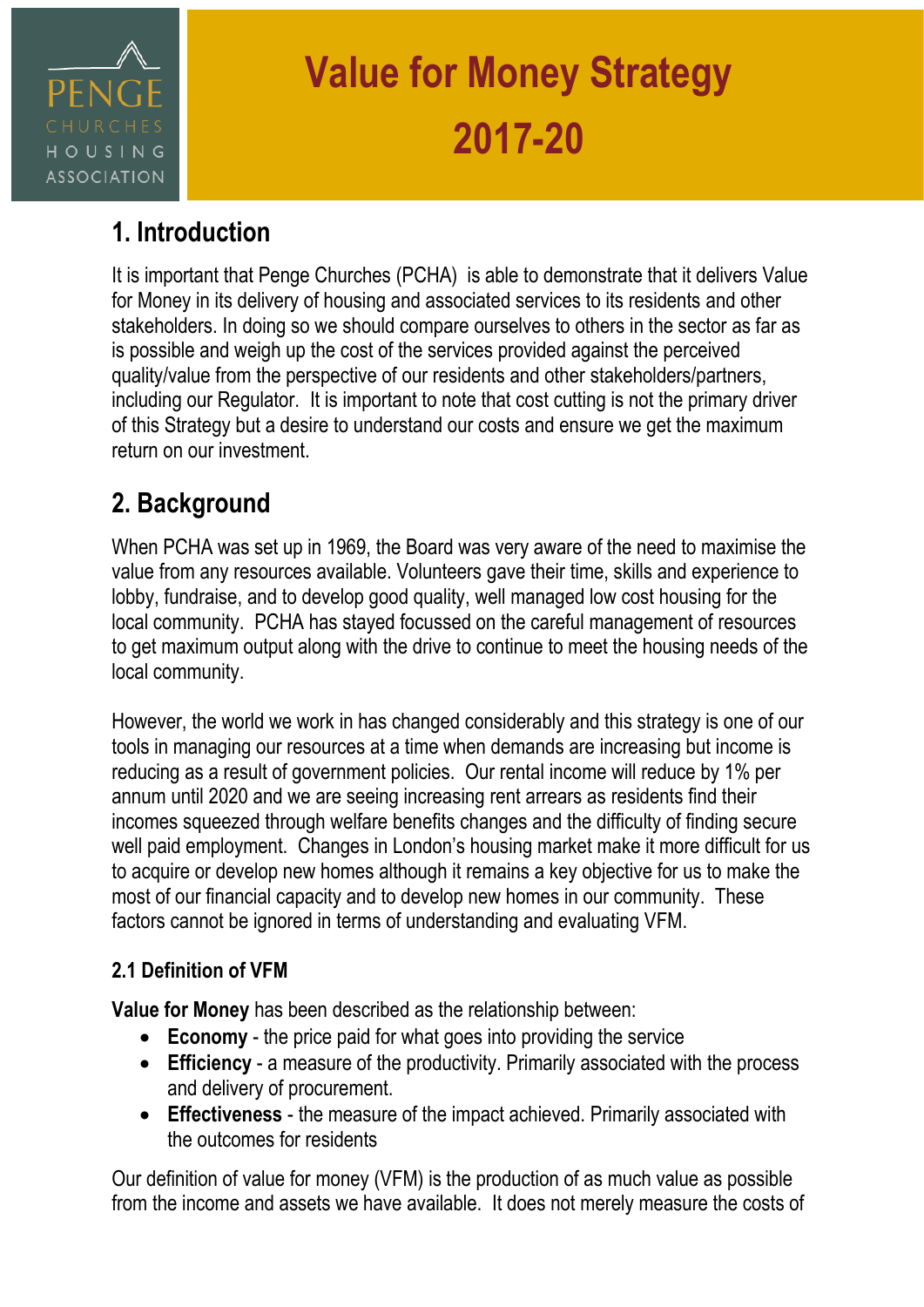# Value for Money Strategy 2017-20

## 1. Introduction

It is important that Penge Churches (PCHA) is able to demonstrate that it delivers Value for Money in its delivery of housing and associated services to its residents and other stakeholders. In doing so we should compare ourselves to others in the sector as far as is possible and weigh up the cost of the services provided against the perceived quality/value from the perspective of our residents and other stakeholders/partners, including our Regulator. It is important to note that cost cutting is not the primary driver of this Strategy but a desire to understand our costs and ensure we get the maximum return on our investment.

## 2. Background

When PCHA was set up in 1969, the Board was very aware of the need to maximise the value from any resources available. Volunteers gave their time, skills and experience to lobby, fundraise, and to develop good quality, well managed low cost housing for the local community. PCHA has stayed focussed on the careful management of resources to get maximum output along with the drive to continue to meet the housing needs of the local community.

However, the world we work in has changed considerably and this strategy is one of our tools in managing our resources at a time when demands are increasing but income is reducing as a result of government policies. Our rental income will reduce by 1% per annum until 2020 and we are seeing increasing rent arrears as residents find their incomes squeezed through welfare benefits changes and the difficulty of finding secure well paid employment. Changes in London's housing market make it more difficult for us to acquire or develop new homes although it remains a key objective for us to make the most of our financial capacity and to develop new homes in our community. These factors cannot be ignored in terms of understanding and evaluating VFM.

### 2.1 Definition of VFM

**Value for Money** has been described as the relationship between:

- **Economy** - the price paid for what goes into providing the service
- **Efficiency** - a measure of the productivity. Primarily associated with the process and delivery of procurement.
- **Effectiveness** - the measure of the impact achieved. Primarily associated with the outcomes for residents

Our definition of value for money (VFM) is the production of as much value as possible from the income and assets we have available. It does not merely measure the costs of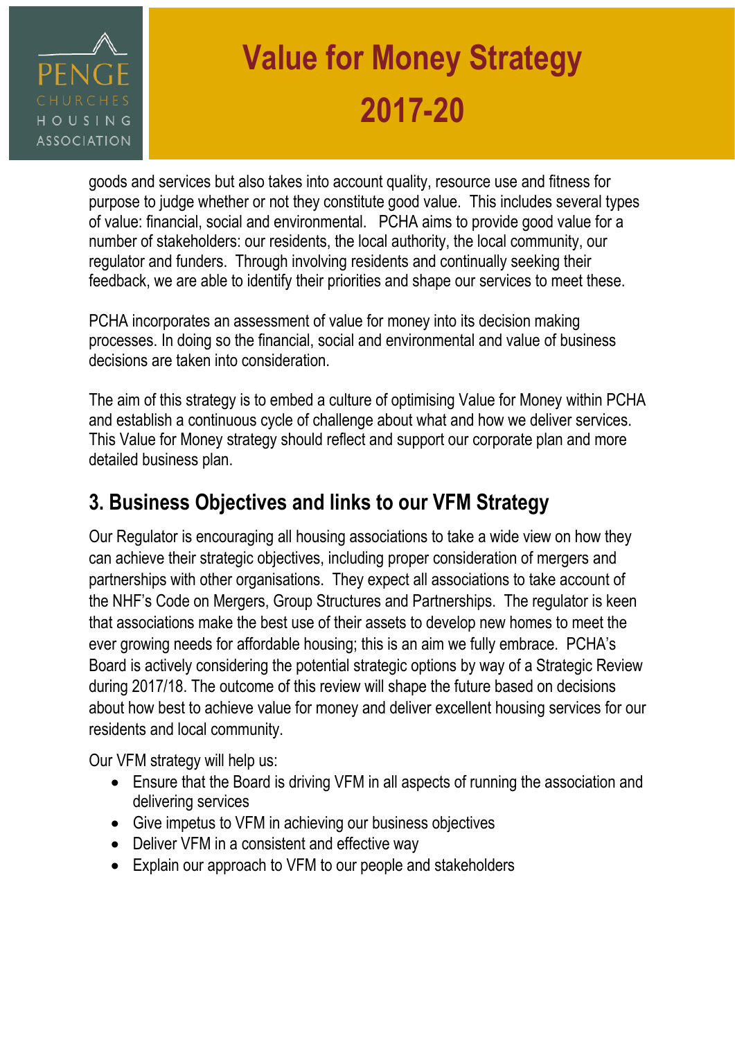goods and services but also takes into account quality, resource use and fitness for purpose to judge whether or not they constitute good value. This includes several types of value: financial, social and environmental. PCHA aims to provide good value for a number of stakeholders: our residents, the local authority, the local community, our regulator and funders. Through involving residents and continually seeking their feedback, we are able to identify their priorities and shape our services to meet these.

PCHA incorporates an assessment of value for money into its decision making processes. In doing so the financial, social and environmental and value of business decisions are taken into consideration.

The aim of this strategy is to embed a culture of optimising Value for Money within PCHA and establish a continuous cycle of challenge about what and how we deliver services. This Value for Money strategy should reflect and support our corporate plan and more detailed business plan.

## 3. Business Objectives and links to our VFM Strategy

Our Regulator is encouraging all housing associations to take a wide view on how they can achieve their strategic objectives, including proper consideration of mergers and partnerships with other organisations. They expect all associations to take account of the NHF's Code on Mergers, Group Structures and Partnerships. The regulator is keen that associations make the best use of their assets to develop new homes to meet the ever growing needs for affordable housing; this is an aim we fully embrace. PCHA's Board is actively considering the potential strategic options by way of a Strategic Review during 2017/18. The outcome of this review will shape the future based on decisions about how best to achieve value for money and deliver excellent housing services for our residents and local community.

Our VFM strategy will help us:

- Ensure that the Board is driving VFM in all aspects of running the association and delivering services
- Give impetus to VFM in achieving our business objectives
- Deliver VFM in a consistent and effective way
- Explain our approach to VFM to our people and stakeholders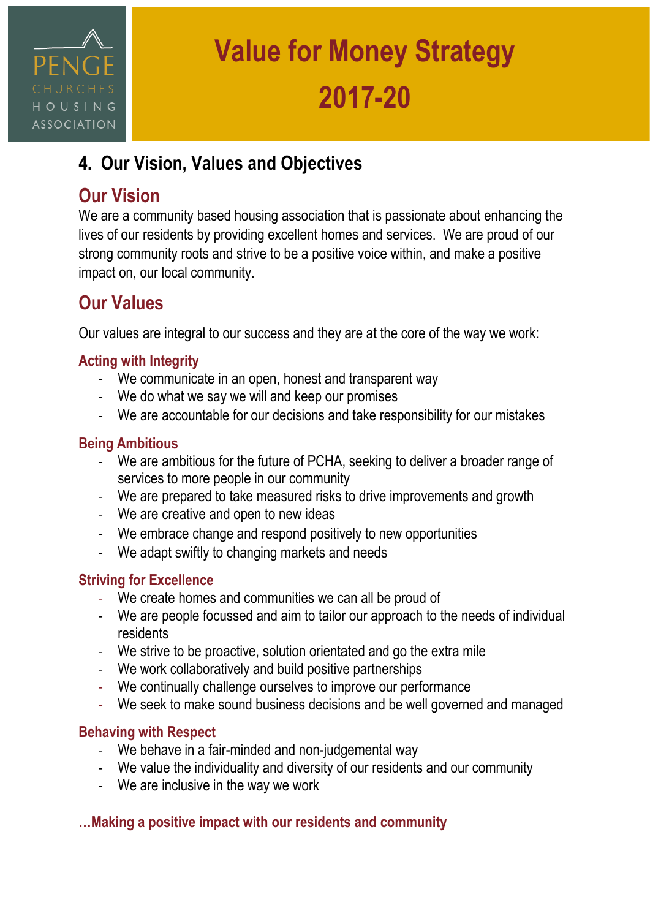# Value for Money Strategy 2017-20

## 4. Our Vision, Values and Objectives

### Our Vision

We are a community based housing association that is passionate about enhancing the lives of our residents by providing excellent homes and services. We are proud of our strong community roots and strive to be a positive voice within, and make a positive impact on, our local community.

### Our Values

Our values are integral to our success and they are at the core of the way we work:

#### Acting with Integrity

- We communicate in an open, honest and transparent way
- We do what we say we will and keep our promises
- We are accountable for our decisions and take responsibility for our mistakes

#### Being Ambitious

- We are ambitious for the future of PCHA, seeking to deliver a broader range of services to more people in our community
- We are prepared to take measured risks to drive improvements and growth
- We are creative and open to new ideas
- We embrace change and respond positively to new opportunities
- We adapt swiftly to changing markets and needs

#### Striving for Excellence

- We create homes and communities we can all be proud of
- We are people focussed and aim to tailor our approach to the needs of individual residents
- We strive to be proactive, solution orientated and go the extra mile
- We work collaboratively and build positive partnerships
- We continually challenge ourselves to improve our performance
- We seek to make sound business decisions and be well governed and managed

#### Behaving with Respect

- We behave in a fair-minded and non-judgemental way
- We value the individuality and diversity of our residents and our community
- We are inclusive in the way we work

**…Making a positive impact with our residents and community**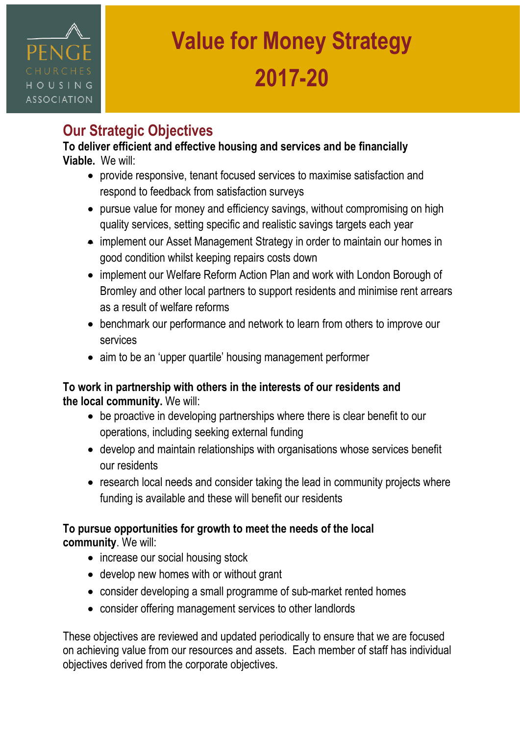PENGE CHURCHES HOUSING ASSOCIATION

# Value for Money Strategy 2017-20

## Our Strategic Objectives

**To deliver efficient and effective housing and services and be financially Viable.** We will:

- provide responsive, tenant focused services to maximise satisfaction and respond to feedback from satisfaction surveys
- pursue value for money and efficiency savings, without compromising on high quality services, setting specific and realistic savings targets each year
- implement our Asset Management Strategy in order to maintain our homes in good condition whilst keeping repairs costs down
- implement our Welfare Reform Action Plan and work with London Borough of Bromley and other local partners to support residents and minimise rent arrears as a result of welfare reforms
- benchmark our performance and network to learn from others to improve our services
- aim to be an 'upper quartile' housing management performer

**To work in partnership with others in the interests of our residents and the local community.** We will:

- be proactive in developing partnerships where there is clear benefit to our operations, including seeking external funding
- develop and maintain relationships with organisations whose services benefit our residents
- research local needs and consider taking the lead in community projects where funding is available and these will benefit our residents

**To pursue opportunities for growth to meet the needs of the local community**. We will:

- increase our social housing stock
- develop new homes with or without grant
- consider developing a small programme of sub-market rented homes
- consider offering management services to other landlords

These objectives are reviewed and updated periodically to ensure that we are focused on achieving value from our resources and assets. Each member of staff has individual objectives derived from the corporate objectives.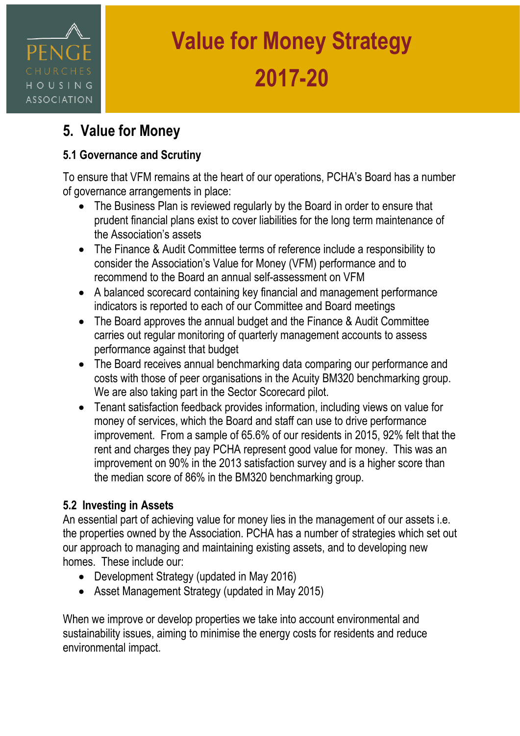## 5. Value for Money

### 5.1 Governance and Scrutiny

To ensure that VFM remains at the heart of our operations, PCHA's Board has a number of governance arrangements in place:

- The Business Plan is reviewed regularly by the Board in order to ensure that prudent financial plans exist to cover liabilities for the long term maintenance of the Association's assets
- The Finance & Audit Committee terms of reference include a responsibility to consider the Association's Value for Money (VFM) performance and to recommend to the Board an annual self-assessment on VFM
- A balanced scorecard containing key financial and management performance indicators is reported to each of our Committee and Board meetings
- The Board approves the annual budget and the Finance & Audit Committee carries out regular monitoring of quarterly management accounts to assess performance against that budget
- The Board receives annual benchmarking data comparing our performance and costs with those of peer organisations in the Acuity BM320 benchmarking group. We are also taking part in the Sector Scorecard pilot.
- Tenant satisfaction feedback provides information, including views on value for money of services, which the Board and staff can use to drive performance improvement. From a sample of 65.6% of our residents in 2015, 92% felt that the rent and charges they pay PCHA represent good value for money. This was an improvement on 90% in the 2013 satisfaction survey and is a higher score than the median score of 86% in the BM320 benchmarking group.

### 5.2 Investing in Assets

An essential part of achieving value for money lies in the management of our assets i.e. the properties owned by the Association. PCHA has a number of strategies which set out our approach to managing and maintaining existing assets, and to developing new homes. These include our:

- Development Strategy (updated in May 2016)
- Asset Management Strategy (updated in May 2015)

When we improve or develop properties we take into account environmental and sustainability issues, aiming to minimise the energy costs for residents and reduce environmental impact.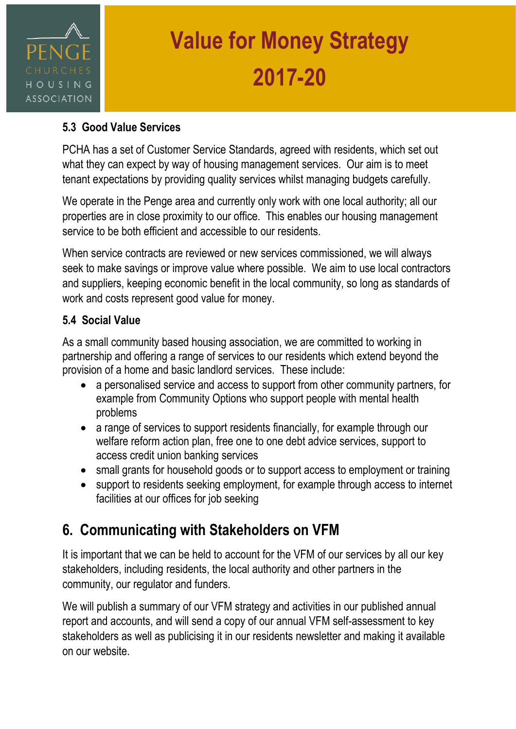### 5.3 Good Value Services

PCHA has a set of Customer Service Standards, agreed with residents, which set out what they can expect by way of housing management services. Our aim is to meet tenant expectations by providing quality services whilst managing budgets carefully.

We operate in the Penge area and currently only work with one local authority; all our properties are in close proximity to our office. This enables our housing management service to be both efficient and accessible to our residents.

When service contracts are reviewed or new services commissioned, we will always seek to make savings or improve value where possible. We aim to use local contractors and suppliers, keeping economic benefit in the local community, so long as standards of work and costs represent good value for money.

### 5.4 Social Value

As a small community based housing association, we are committed to working in partnership and offering a range of services to our residents which extend beyond the provision of a home and basic landlord services. These include:

- a personalised service and access to support from other community partners, for example from Community Options who support people with mental health problems
- a range of services to support residents financially, for example through our welfare reform action plan, free one to one debt advice services, support to access credit union banking services
- small grants for household goods or to support access to employment or training
- support to residents seeking employment, for example through access to internet facilities at our offices for job seeking

## 6. Communicating with Stakeholders on VFM

It is important that we can be held to account for the VFM of our services by all our key stakeholders, including residents, the local authority and other partners in the community, our regulator and funders.

We will publish a summary of our VFM strategy and activities in our published annual report and accounts, and will send a copy of our annual VFM self-assessment to key stakeholders as well as publicising it in our residents newsletter and making it available on our website.